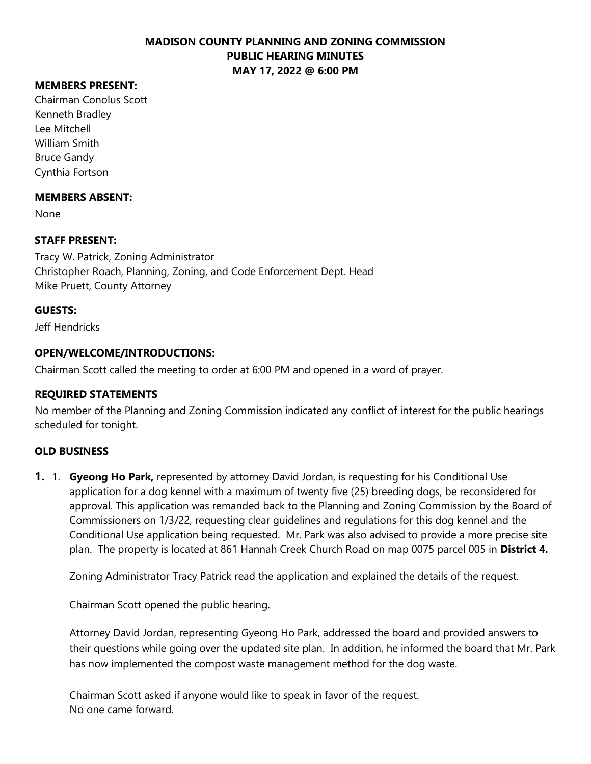# MADISON COUNTY PLANNING AND ZONING COMMISSION
## PUBLIC HEARING MINUTES
## MAY 17, 2022 @ 6:00 PM

**MEMBERS PRESENT:**
Chairman Conolus Scott
Kenneth Bradley
Lee Mitchell
William Smith
Bruce Gandy
Cynthia Fortson

**MEMBERS ABSENT:**
None

**STAFF PRESENT:**
Tracy W. Patrick, Zoning Administrator
Christopher Roach, Planning, Zoning, and Code Enforcement Dept. Head
Mike Pruett, County Attorney

**GUESTS:**
Jeff Hendricks

**OPEN/WELCOME/INTRODUCTIONS:**
Chairman Scott called the meeting to order at 6:00 PM and opened in a word of prayer.

**REQUIRED STATEMENTS**
No member of the Planning and Zoning Commission indicated any conflict of interest for the public hearings scheduled for tonight.

**OLD BUSINESS**

**1.** 1. **Gyeong Ho Park,** represented by attorney David Jordan, is requesting for his Conditional Use application for a dog kennel with a maximum of twenty five (25) breeding dogs, be reconsidered for approval. This application was remanded back to the Planning and Zoning Commission by the Board of Commissioners on 1/3/22, requesting clear guidelines and regulations for this dog kennel and the Conditional Use application being requested. Mr. Park was also advised to provide a more precise site plan. The property is located at 861 Hannah Creek Church Road on map 0075 parcel 005 in **District 4.**

Zoning Administrator Tracy Patrick read the application and explained the details of the request.

Chairman Scott opened the public hearing.

Attorney David Jordan, representing Gyeong Ho Park, addressed the board and provided answers to their questions while going over the updated site plan. In addition, he informed the board that Mr. Park has now implemented the compost waste management method for the dog waste.

Chairman Scott asked if anyone would like to speak in favor of the request.
No one came forward.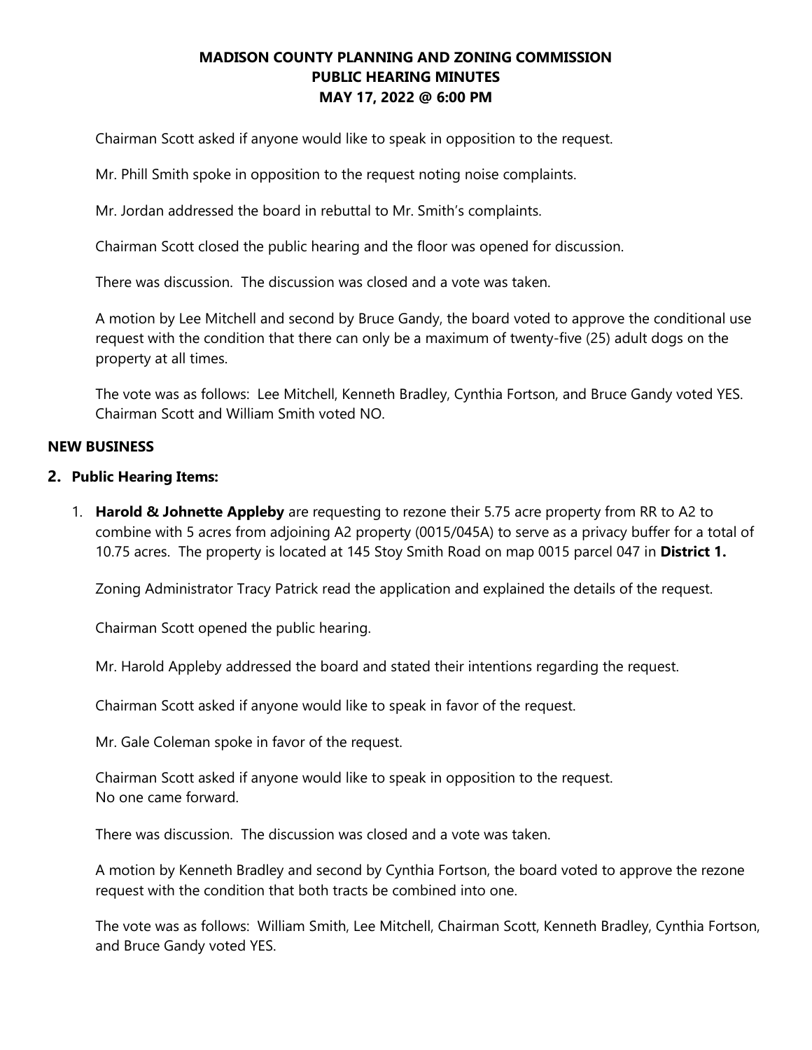# MADISON COUNTY PLANNING AND ZONING COMMISSION
## PUBLIC HEARING MINUTES
## MAY 17, 2022 @ 6:00 PM

Chairman Scott asked if anyone would like to speak in opposition to the request.

Mr. Phill Smith spoke in opposition to the request noting noise complaints.

Mr. Jordan addressed the board in rebuttal to Mr. Smith's complaints.

Chairman Scott closed the public hearing and the floor was opened for discussion.

There was discussion. The discussion was closed and a vote was taken.

A motion by Lee Mitchell and second by Bruce Gandy, the board voted to approve the conditional use request with the condition that there can only be a maximum of twenty-five (25) adult dogs on the property at all times.

The vote was as follows: Lee Mitchell, Kenneth Bradley, Cynthia Fortson, and Bruce Gandy voted YES. Chairman Scott and William Smith voted NO.

**NEW BUSINESS**

**2. Public Hearing Items:**

1. **Harold & Johnette Appleby** are requesting to rezone their 5.75 acre property from RR to A2 to combine with 5 acres from adjoining A2 property (0015/045A) to serve as a privacy buffer for a total of 10.75 acres. The property is located at 145 Stoy Smith Road on map 0015 parcel 047 in **District 1.**

   Zoning Administrator Tracy Patrick read the application and explained the details of the request.

   Chairman Scott opened the public hearing.

   Mr. Harold Appleby addressed the board and stated their intentions regarding the request.

   Chairman Scott asked if anyone would like to speak in favor of the request.

   Mr. Gale Coleman spoke in favor of the request.

   Chairman Scott asked if anyone would like to speak in opposition to the request.
   No one came forward.

   There was discussion. The discussion was closed and a vote was taken.

   A motion by Kenneth Bradley and second by Cynthia Fortson, the board voted to approve the rezone request with the condition that both tracts be combined into one.

   The vote was as follows: William Smith, Lee Mitchell, Chairman Scott, Kenneth Bradley, Cynthia Fortson, and Bruce Gandy voted YES.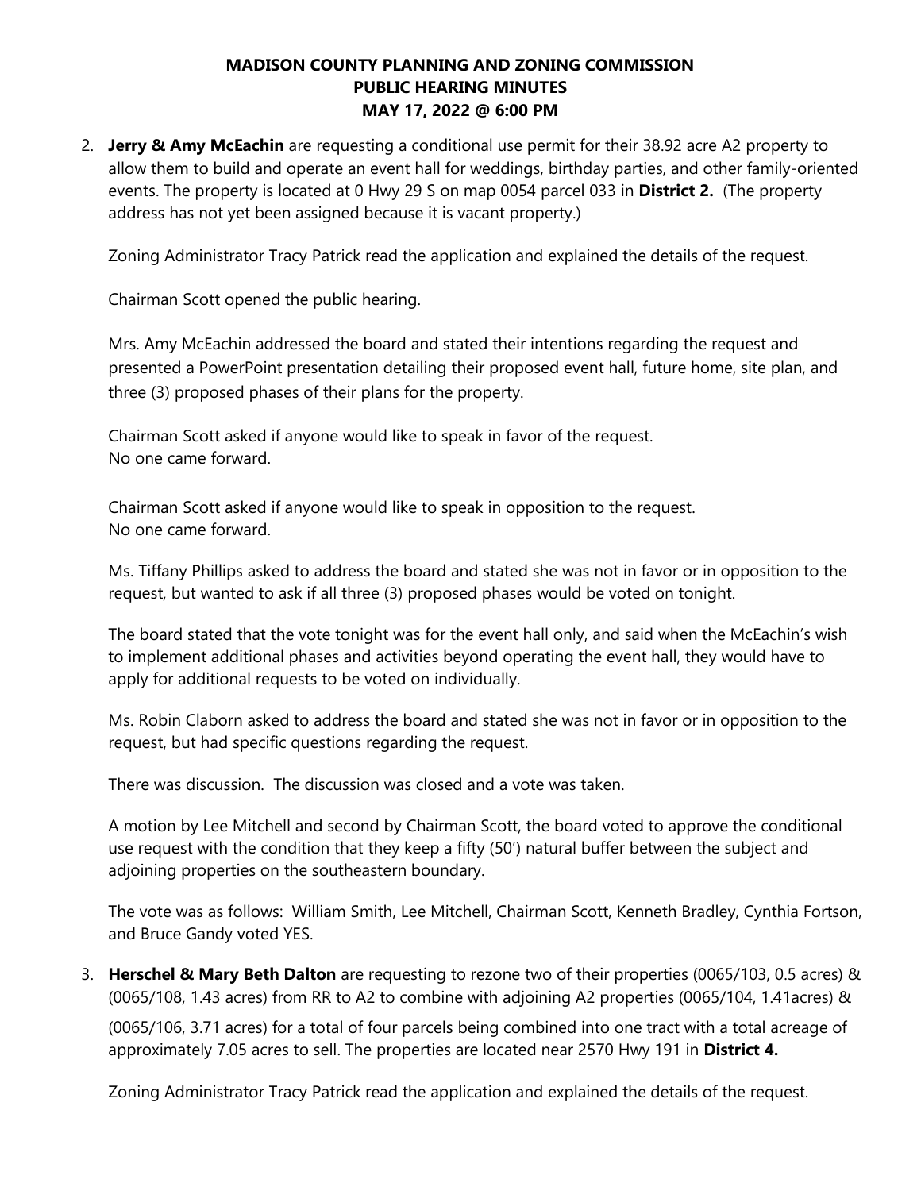**MADISON COUNTY PLANNING AND ZONING COMMISSION**
**PUBLIC HEARING MINUTES**
**MAY 17, 2022 @ 6:00 PM**

2. **Jerry & Amy McEachin** are requesting a conditional use permit for their 38.92 acre A2 property to allow them to build and operate an event hall for weddings, birthday parties, and other family-oriented events. The property is located at 0 Hwy 29 S on map 0054 parcel 033 in **District 2.** (The property address has not yet been assigned because it is vacant property.)

   Zoning Administrator Tracy Patrick read the application and explained the details of the request.

   Chairman Scott opened the public hearing.

   Mrs. Amy McEachin addressed the board and stated their intentions regarding the request and presented a PowerPoint presentation detailing their proposed event hall, future home, site plan, and three (3) proposed phases of their plans for the property.

   Chairman Scott asked if anyone would like to speak in favor of the request.
   No one came forward.

   Chairman Scott asked if anyone would like to speak in opposition to the request.
   No one came forward.

   Ms. Tiffany Phillips asked to address the board and stated she was not in favor or in opposition to the request, but wanted to ask if all three (3) proposed phases would be voted on tonight.

   The board stated that the vote tonight was for the event hall only, and said when the McEachin's wish to implement additional phases and activities beyond operating the event hall, they would have to apply for additional requests to be voted on individually.

   Ms. Robin Claborn asked to address the board and stated she was not in favor or in opposition to the request, but had specific questions regarding the request.

   There was discussion. The discussion was closed and a vote was taken.

   A motion by Lee Mitchell and second by Chairman Scott, the board voted to approve the conditional use request with the condition that they keep a fifty (50') natural buffer between the subject and adjoining properties on the southeastern boundary.

   The vote was as follows: William Smith, Lee Mitchell, Chairman Scott, Kenneth Bradley, Cynthia Fortson, and Bruce Gandy voted YES.

3. **Herschel & Mary Beth Dalton** are requesting to rezone two of their properties (0065/103, 0.5 acres) & (0065/108, 1.43 acres) from RR to A2 to combine with adjoining A2 properties (0065/104, 1.41acres) & (0065/106, 3.71 acres) for a total of four parcels being combined into one tract with a total acreage of approximately 7.05 acres to sell. The properties are located near 2570 Hwy 191 in **District 4.**

   Zoning Administrator Tracy Patrick read the application and explained the details of the request.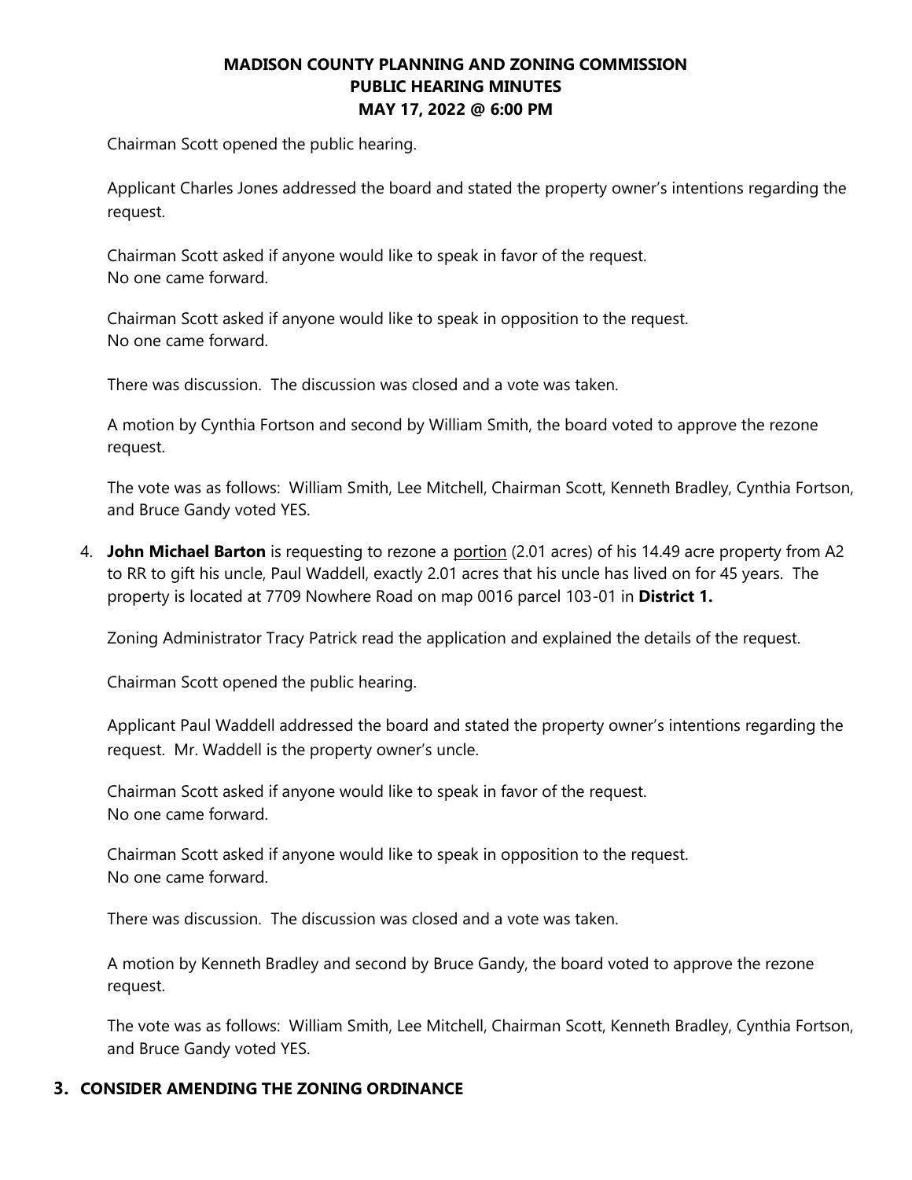**MADISON COUNTY PLANNING AND ZONING COMMISSION**
**PUBLIC HEARING MINUTES**
**MAY 17, 2022 @ 6:00 PM**

Chairman Scott opened the public hearing.

Applicant Charles Jones addressed the board and stated the property owner's intentions regarding the request.

Chairman Scott asked if anyone would like to speak in favor of the request.
No one came forward.

Chairman Scott asked if anyone would like to speak in opposition to the request.
No one came forward.

There was discussion. The discussion was closed and a vote was taken.

A motion by Cynthia Fortson and second by William Smith, the board voted to approve the rezone request.

The vote was as follows: William Smith, Lee Mitchell, Chairman Scott, Kenneth Bradley, Cynthia Fortson, and Bruce Gandy voted YES.

4. **John Michael Barton** is requesting to rezone a portion (2.01 acres) of his 14.49 acre property from A2 to RR to gift his uncle, Paul Waddell, exactly 2.01 acres that his uncle has lived on for 45 years. The property is located at 7709 Nowhere Road on map 0016 parcel 103-01 in **District 1.**

   Zoning Administrator Tracy Patrick read the application and explained the details of the request.

   Chairman Scott opened the public hearing.

   Applicant Paul Waddell addressed the board and stated the property owner's intentions regarding the request. Mr. Waddell is the property owner's uncle.

   Chairman Scott asked if anyone would like to speak in favor of the request.
   No one came forward.

   Chairman Scott asked if anyone would like to speak in opposition to the request.
   No one came forward.

   There was discussion. The discussion was closed and a vote was taken.

   A motion by Kenneth Bradley and second by Bruce Gandy, the board voted to approve the rezone request.

   The vote was as follows: William Smith, Lee Mitchell, Chairman Scott, Kenneth Bradley, Cynthia Fortson, and Bruce Gandy voted YES.

## 3. CONSIDER AMENDING THE ZONING ORDINANCE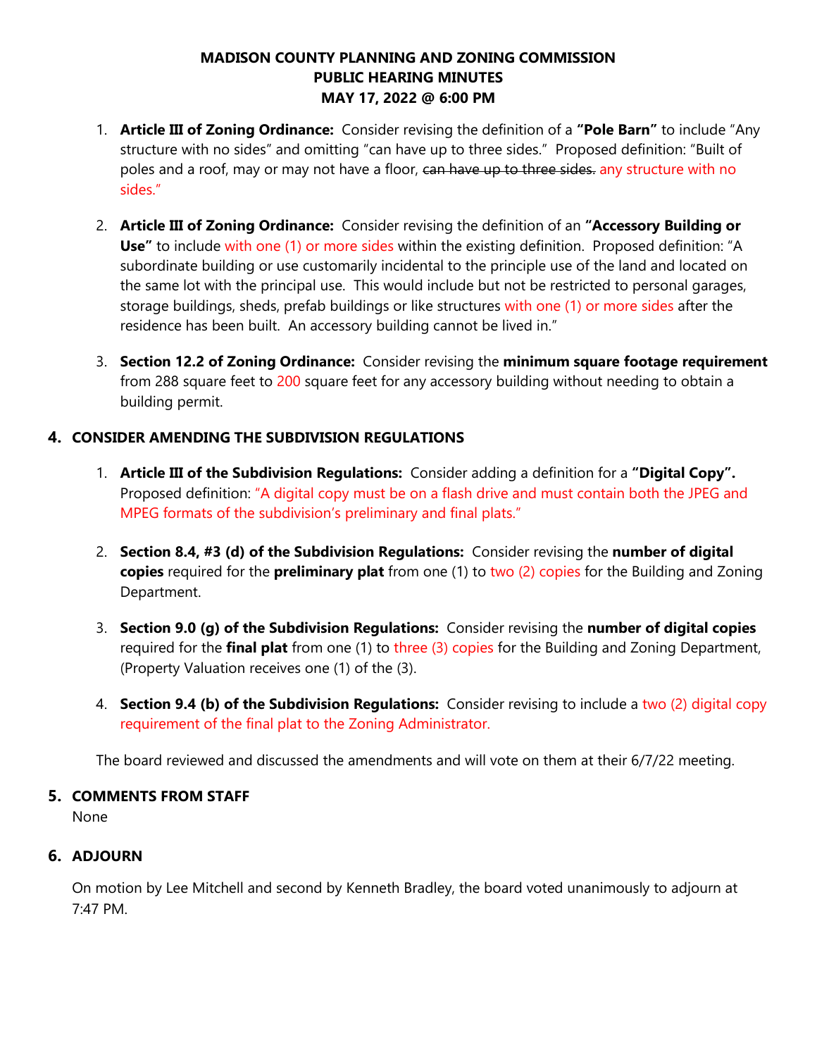**MADISON COUNTY PLANNING AND ZONING COMMISSION**
**PUBLIC HEARING MINUTES**
**MAY 17, 2022 @ 6:00 PM**

1. **Article III of Zoning Ordinance:** Consider revising the definition of a **"Pole Barn"** to include "Any structure with no sides" and omitting "can have up to three sides." Proposed definition: "Built of poles and a roof, may or may not have a floor, ~~can have up to three sides.~~ any structure with no sides."

2. **Article III of Zoning Ordinance:** Consider revising the definition of an **"Accessory Building or Use"** to include with one (1) or more sides within the existing definition. Proposed definition: "A subordinate building or use customarily incidental to the principle use of the land and located on the same lot with the principal use. This would include but not be restricted to personal garages, storage buildings, sheds, prefab buildings or like structures with one (1) or more sides after the residence has been built. An accessory building cannot be lived in."

3. **Section 12.2 of Zoning Ordinance:** Consider revising the **minimum square footage requirement** from 288 square feet to 200 square feet for any accessory building without needing to obtain a building permit.

## 4. CONSIDER AMENDING THE SUBDIVISION REGULATIONS

1. **Article III of the Subdivision Regulations:** Consider adding a definition for a **"Digital Copy".** Proposed definition: "A digital copy must be on a flash drive and must contain both the JPEG and MPEG formats of the subdivision's preliminary and final plats."

2. **Section 8.4, #3 (d) of the Subdivision Regulations:** Consider revising the **number of digital copies** required for the **preliminary plat** from one (1) to two (2) copies for the Building and Zoning Department.

3. **Section 9.0 (g) of the Subdivision Regulations:** Consider revising the **number of digital copies** required for the **final plat** from one (1) to three (3) copies for the Building and Zoning Department, (Property Valuation receives one (1) of the (3).

4. **Section 9.4 (b) of the Subdivision Regulations:** Consider revising to include a two (2) digital copy requirement of the final plat to the Zoning Administrator.

The board reviewed and discussed the amendments and will vote on them at their 6/7/22 meeting.

## 5. COMMENTS FROM STAFF

None

## 6. ADJOURN

On motion by Lee Mitchell and second by Kenneth Bradley, the board voted unanimously to adjourn at 7:47 PM.